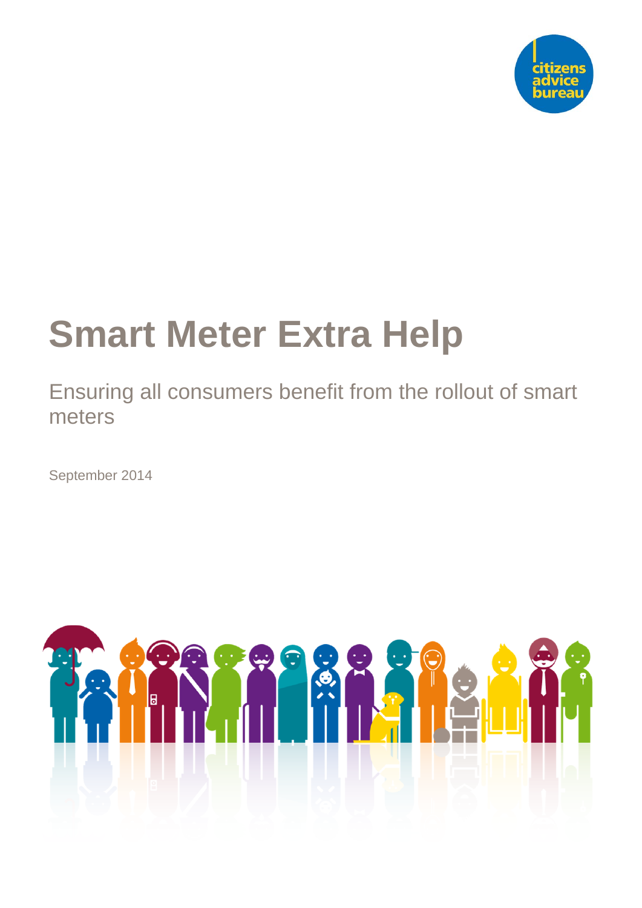citizens advice bureau

# Smart Meter Extra Help

Ensuring all consumers benefit from the rollout of smart meters

September 2014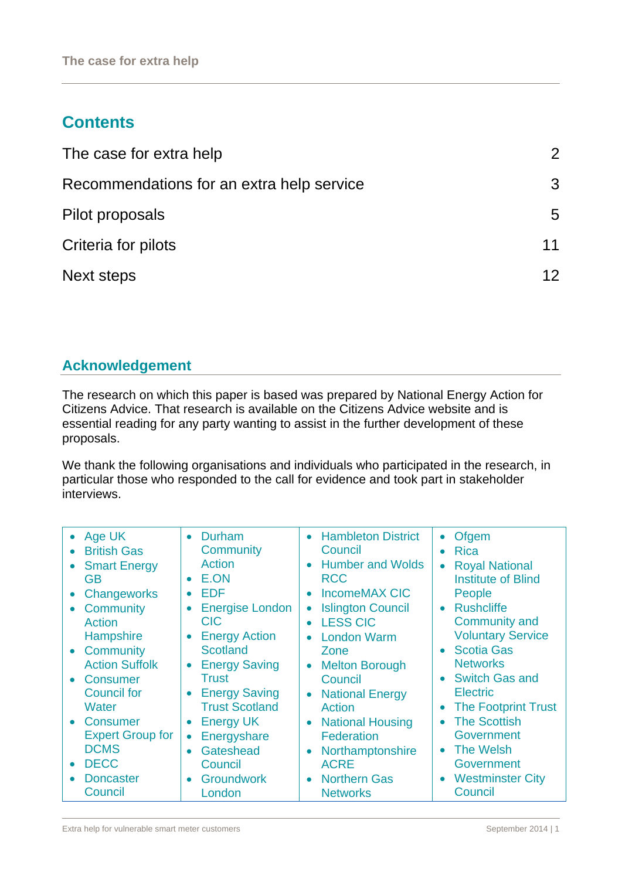## Contents

| | |
|---|---|
| The case for extra help | 2 |
| Recommendations for an extra help service | 3 |
| Pilot proposals | 5 |
| Criteria for pilots | 11 |
| Next steps | 12 |

## Acknowledgement

The research on which this paper is based was prepared by National Energy Action for Citizens Advice. That research is available on the Citizens Advice website and is essential reading for any party wanting to assist in the further development of these proposals.

We thank the following organisations and individuals who participated in the research, in particular those who responded to the call for evidence and took part in stakeholder interviews.

- Age UK
- British Gas
- Smart Energy GB
- Changeworks
- Community Action Hampshire
- Community Action Suffolk
- Consumer Council for Water
- Consumer Expert Group for DCMS
- DECC
- Doncaster Council
- Durham Community Action
- E.ON
- EDF
- Energise London CIC
- Energy Action Scotland
- Energy Saving Trust
- Energy Saving Trust Scotland
- Energy UK
- Energyshare
- Gateshead Council
- Groundwork London
- Hambleton District Council
- Humber and Wolds RCC
- IncomeMAX CIC
- Islington Council
- LESS CIC
- London Warm Zone
- Melton Borough Council
- National Energy Action
- National Housing Federation
- Northamptonshire ACRE
- Northern Gas Networks
- Ofgem
- Rica
- Royal National Institute of Blind People
- Rushcliffe Community and Voluntary Service
- Scotia Gas Networks
- Switch Gas and Electric
- The Footprint Trust
- The Scottish Government
- The Welsh Government
- Westminster City Council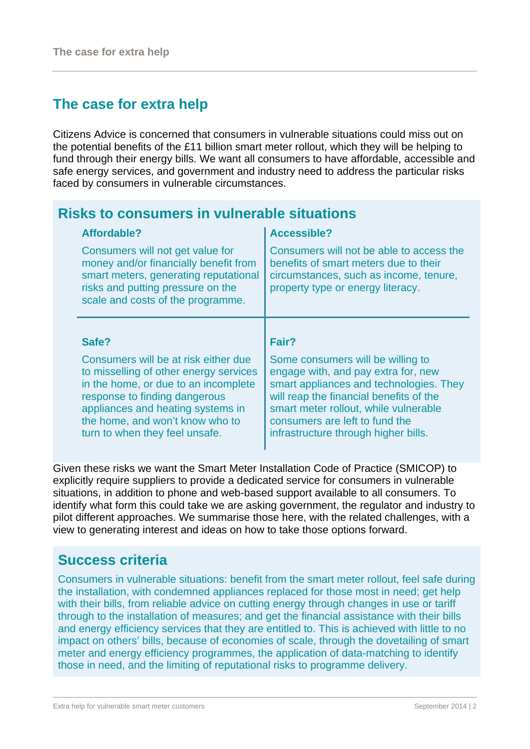## The case for extra help

Citizens Advice is concerned that consumers in vulnerable situations could miss out on the potential benefits of the £11 billion smart meter rollout, which they will be helping to fund through their energy bills. We want all consumers to have affordable, accessible and safe energy services, and government and industry need to address the particular risks faced by consumers in vulnerable circumstances.

### Risks to consumers in vulnerable situations

**Affordable?**

Consumers will not get value for money and/or financially benefit from smart meters, generating reputational risks and putting pressure on the scale and costs of the programme.

**Accessible?**

Consumers will not be able to access the benefits of smart meters due to their circumstances, such as income, tenure, property type or energy literacy.

**Safe?**

Consumers will be at risk either due to misselling of other energy services in the home, or due to an incomplete response to finding dangerous appliances and heating systems in the home, and won't know who to turn to when they feel unsafe.

**Fair?**

Some consumers will be willing to engage with, and pay extra for, new smart appliances and technologies. They will reap the financial benefits of the smart meter rollout, while vulnerable consumers are left to fund the infrastructure through higher bills.

Given these risks we want the Smart Meter Installation Code of Practice (SMICOP) to explicitly require suppliers to provide a dedicated service for consumers in vulnerable situations, in addition to phone and web-based support available to all consumers. To identify what form this could take we are asking government, the regulator and industry to pilot different approaches. We summarise those here, with the related challenges, with a view to generating interest and ideas on how to take those options forward.

### Success criteria

Consumers in vulnerable situations: benefit from the smart meter rollout, feel safe during the installation, with condemned appliances replaced for those most in need; get help with their bills, from reliable advice on cutting energy through changes in use or tariff through to the installation of measures; and get the financial assistance with their bills and energy efficiency services that they are entitled to. This is achieved with little to no impact on others' bills, because of economies of scale, through the dovetailing of smart meter and energy efficiency programmes, the application of data-matching to identify those in need, and the limiting of reputational risks to programme delivery.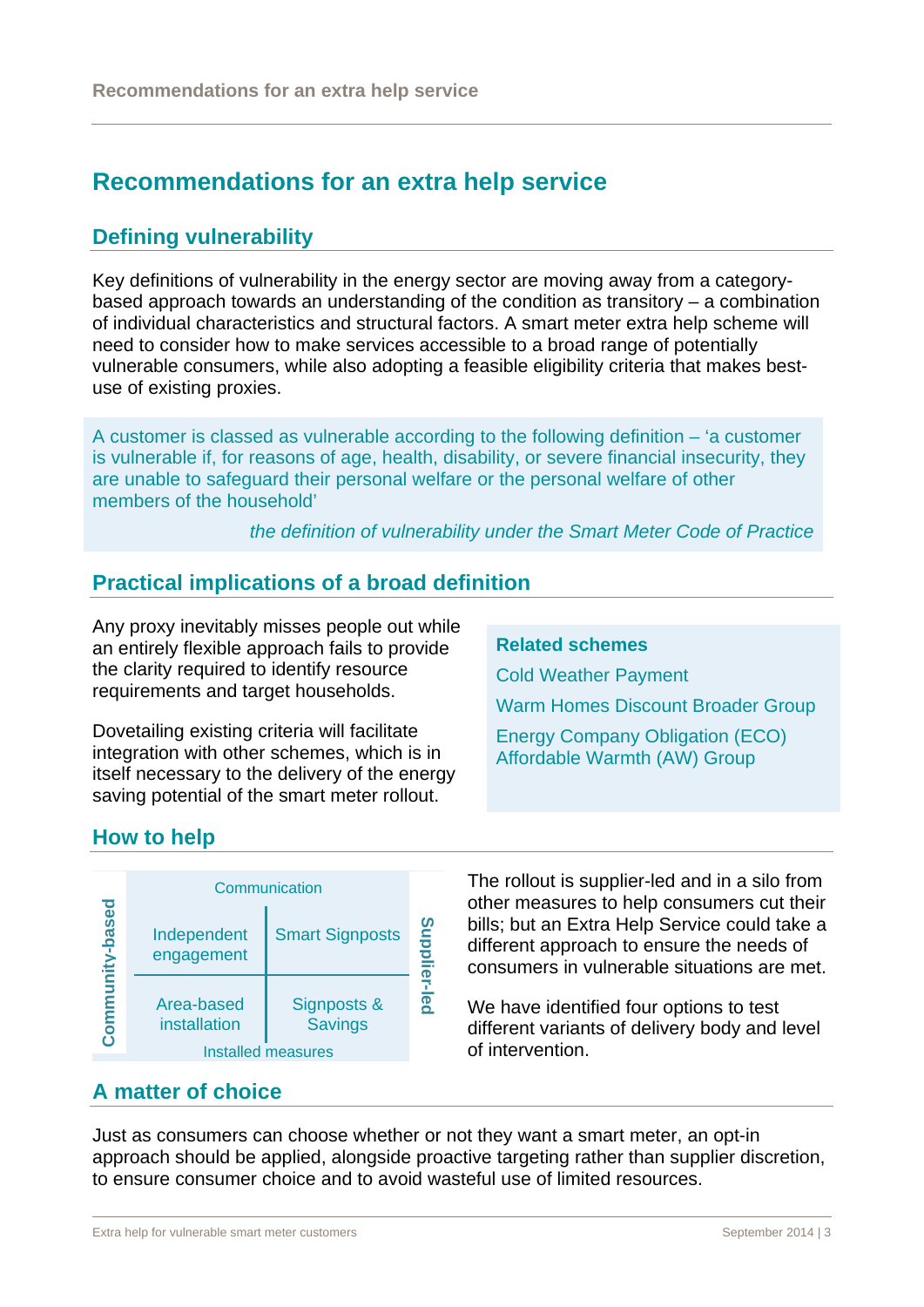# Recommendations for an extra help service

## Defining vulnerability

Key definitions of vulnerability in the energy sector are moving away from a category-based approach towards an understanding of the condition as transitory – a combination of individual characteristics and structural factors. A smart meter extra help scheme will need to consider how to make services accessible to a broad range of potentially vulnerable consumers, while also adopting a feasible eligibility criteria that makes best-use of existing proxies.

> A customer is classed as vulnerable according to the following definition – 'a customer is vulnerable if, for reasons of age, health, disability, or severe financial insecurity, they are unable to safeguard their personal welfare or the personal welfare of other members of the household'
>
> *the definition of vulnerability under the Smart Meter Code of Practice*

## Practical implications of a broad definition

Any proxy inevitably misses people out while an entirely flexible approach fails to provide the clarity required to identify resource requirements and target households.

Dovetailing existing criteria will facilitate integration with other schemes, which is in itself necessary to the delivery of the energy saving potential of the smart meter rollout.

**Related schemes**

- Cold Weather Payment
- Warm Homes Discount Broader Group
- Energy Company Obligation (ECO) Affordable Warmth (AW) Group

## How to help

| | Communication | | |
|---|---|---|---|
| **Community-based** | Independent engagement | Smart Signposts | **Supplier-led** |
| | Area-based installation | Signposts & Savings | |
| | Installed measures | | |

The rollout is supplier-led and in a silo from other measures to help consumers cut their bills; but an Extra Help Service could take a different approach to ensure the needs of consumers in vulnerable situations are met.

We have identified four options to test different variants of delivery body and level of intervention.

## A matter of choice

Just as consumers can choose whether or not they want a smart meter, an opt-in approach should be applied, alongside proactive targeting rather than supplier discretion, to ensure consumer choice and to avoid wasteful use of limited resources.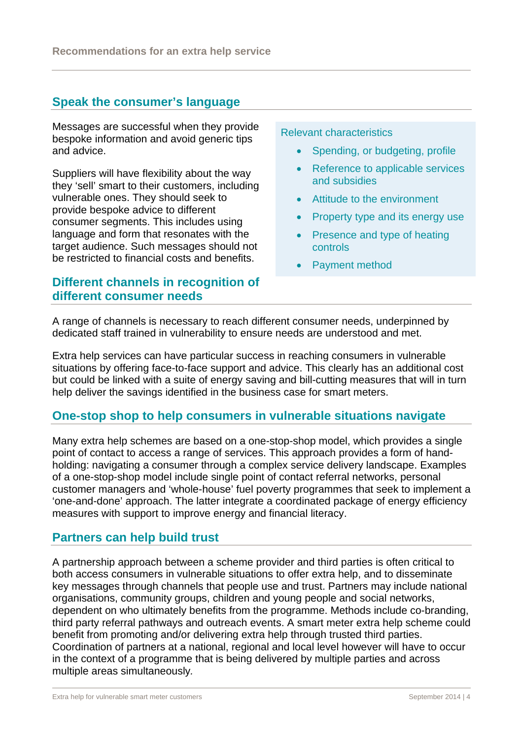## Speak the consumer's language

Messages are successful when they provide bespoke information and avoid generic tips and advice.

Suppliers will have flexibility about the way they 'sell' smart to their customers, including vulnerable ones. They should seek to provide bespoke advice to different consumer segments. This includes using language and form that resonates with the target audience. Such messages should not be restricted to financial costs and benefits.

Relevant characteristics

- Spending, or budgeting, profile
- Reference to applicable services and subsidies
- Attitude to the environment
- Property type and its energy use
- Presence and type of heating controls
- Payment method

## Different channels in recognition of different consumer needs

A range of channels is necessary to reach different consumer needs, underpinned by dedicated staff trained in vulnerability to ensure needs are understood and met.

Extra help services can have particular success in reaching consumers in vulnerable situations by offering face-to-face support and advice. This clearly has an additional cost but could be linked with a suite of energy saving and bill-cutting measures that will in turn help deliver the savings identified in the business case for smart meters.

## One-stop shop to help consumers in vulnerable situations navigate

Many extra help schemes are based on a one-stop-shop model, which provides a single point of contact to access a range of services. This approach provides a form of hand-holding: navigating a consumer through a complex service delivery landscape. Examples of a one-stop-shop model include single point of contact referral networks, personal customer managers and 'whole-house' fuel poverty programmes that seek to implement a 'one-and-done' approach. The latter integrate a coordinated package of energy efficiency measures with support to improve energy and financial literacy.

## Partners can help build trust

A partnership approach between a scheme provider and third parties is often critical to both access consumers in vulnerable situations to offer extra help, and to disseminate key messages through channels that people use and trust. Partners may include national organisations, community groups, children and young people and social networks, dependent on who ultimately benefits from the programme. Methods include co-branding, third party referral pathways and outreach events. A smart meter extra help scheme could benefit from promoting and/or delivering extra help through trusted third parties. Coordination of partners at a national, regional and local level however will have to occur in the context of a programme that is being delivered by multiple parties and across multiple areas simultaneously.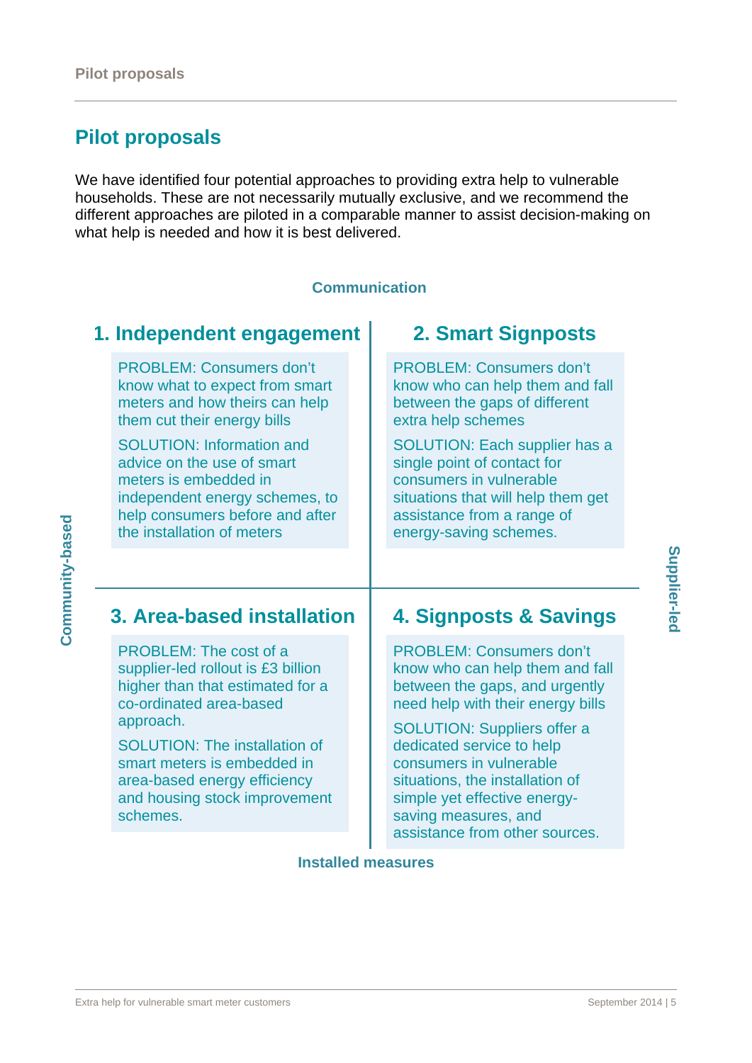## Pilot proposals

We have identified four potential approaches to providing extra help to vulnerable households. These are not necessarily mutually exclusive, and we recommend the different approaches are piloted in a comparable manner to assist decision-making on what help is needed and how it is best delivered.

**Communication**

**Community-based**

**Supplier-led**

### 1. Independent engagement

PROBLEM: Consumers don't know what to expect from smart meters and how theirs can help them cut their energy bills

SOLUTION: Information and advice on the use of smart meters is embedded in independent energy schemes, to help consumers before and after the installation of meters

### 2. Smart Signposts

PROBLEM: Consumers don't know who can help them and fall between the gaps of different extra help schemes

SOLUTION: Each supplier has a single point of contact for consumers in vulnerable situations that will help them get assistance from a range of energy-saving schemes.

### 3. Area-based installation

PROBLEM: The cost of a supplier-led rollout is £3 billion higher than that estimated for a co-ordinated area-based approach.

SOLUTION: The installation of smart meters is embedded in area-based energy efficiency and housing stock improvement schemes.

### 4. Signposts & Savings

PROBLEM: Consumers don't know who can help them and fall between the gaps, and urgently need help with their energy bills

SOLUTION: Suppliers offer a dedicated service to help consumers in vulnerable situations, the installation of simple yet effective energy-saving measures, and assistance from other sources.

**Installed measures**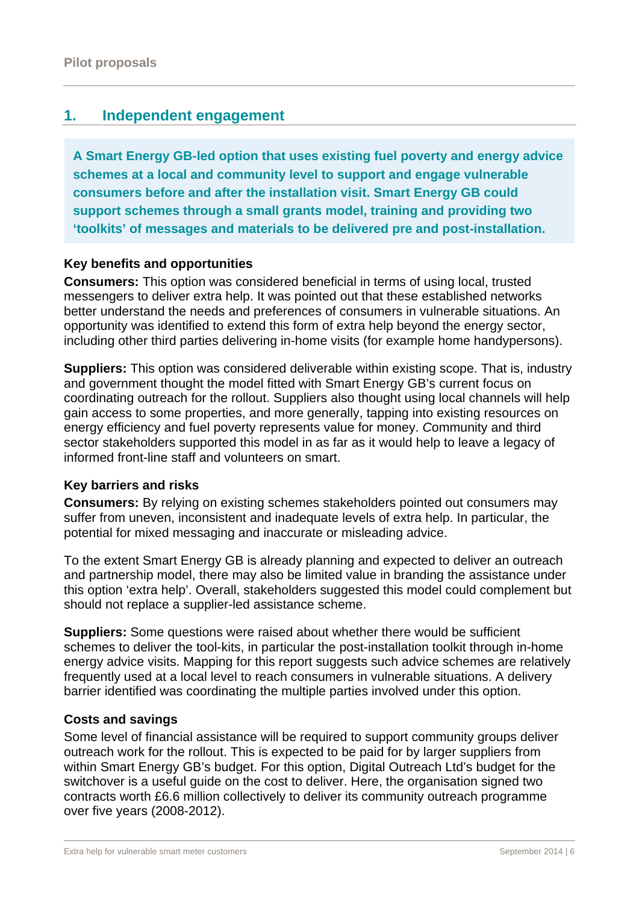## 1. Independent engagement

**A Smart Energy GB-led option that uses existing fuel poverty and energy advice schemes at a local and community level to support and engage vulnerable consumers before and after the installation visit. Smart Energy GB could support schemes through a small grants model, training and providing two 'toolkits' of messages and materials to be delivered pre and post-installation.**

### Key benefits and opportunities

**Consumers:** This option was considered beneficial in terms of using local, trusted messengers to deliver extra help. It was pointed out that these established networks better understand the needs and preferences of consumers in vulnerable situations. An opportunity was identified to extend this form of extra help beyond the energy sector, including other third parties delivering in-home visits (for example home handypersons).

**Suppliers:** This option was considered deliverable within existing scope. That is, industry and government thought the model fitted with Smart Energy GB's current focus on coordinating outreach for the rollout. Suppliers also thought using local channels will help gain access to some properties, and more generally, tapping into existing resources on energy efficiency and fuel poverty represents value for money. Community and third sector stakeholders supported this model in as far as it would help to leave a legacy of informed front-line staff and volunteers on smart.

### Key barriers and risks

**Consumers:** By relying on existing schemes stakeholders pointed out consumers may suffer from uneven, inconsistent and inadequate levels of extra help. In particular, the potential for mixed messaging and inaccurate or misleading advice.

To the extent Smart Energy GB is already planning and expected to deliver an outreach and partnership model, there may also be limited value in branding the assistance under this option 'extra help'. Overall, stakeholders suggested this model could complement but should not replace a supplier-led assistance scheme.

**Suppliers:** Some questions were raised about whether there would be sufficient schemes to deliver the tool-kits, in particular the post-installation toolkit through in-home energy advice visits. Mapping for this report suggests such advice schemes are relatively frequently used at a local level to reach consumers in vulnerable situations. A delivery barrier identified was coordinating the multiple parties involved under this option.

### Costs and savings

Some level of financial assistance will be required to support community groups deliver outreach work for the rollout. This is expected to be paid for by larger suppliers from within Smart Energy GB's budget. For this option, Digital Outreach Ltd's budget for the switchover is a useful guide on the cost to deliver. Here, the organisation signed two contracts worth £6.6 million collectively to deliver its community outreach programme over five years (2008-2012).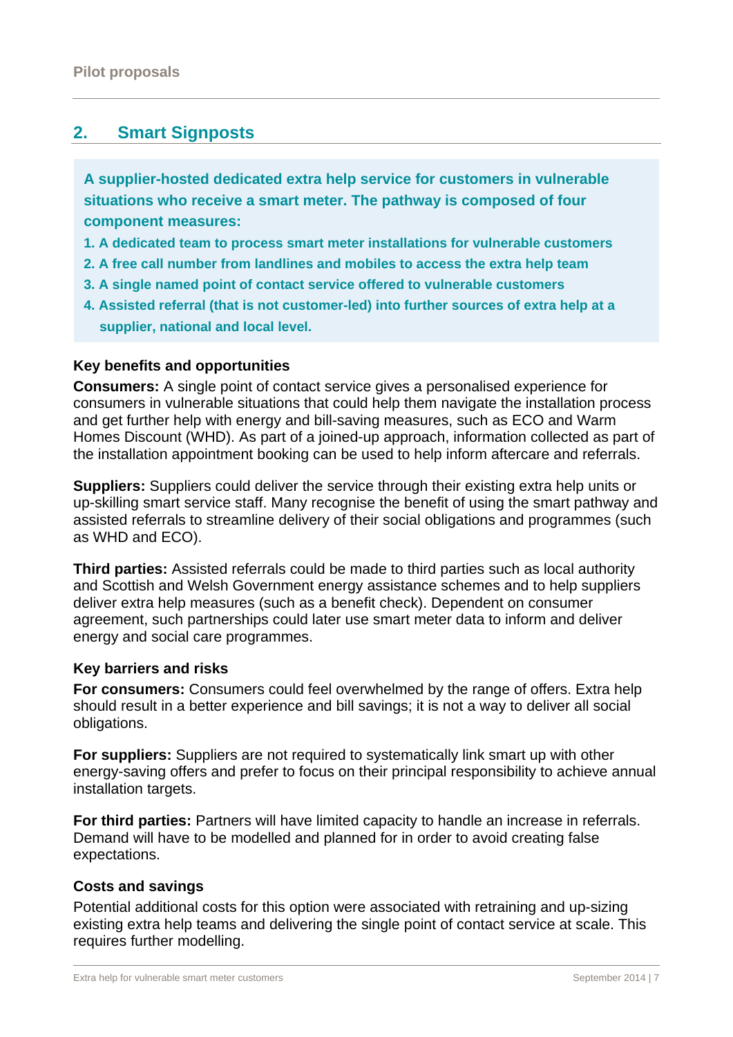## 2. Smart Signposts

**A supplier-hosted dedicated extra help service for customers in vulnerable situations who receive a smart meter. The pathway is composed of four component measures:**

1. **A dedicated team to process smart meter installations for vulnerable customers**
2. **A free call number from landlines and mobiles to access the extra help team**
3. **A single named point of contact service offered to vulnerable customers**
4. **Assisted referral (that is not customer-led) into further sources of extra help at a supplier, national and local level.**

### Key benefits and opportunities

**Consumers:** A single point of contact service gives a personalised experience for consumers in vulnerable situations that could help them navigate the installation process and get further help with energy and bill-saving measures, such as ECO and Warm Homes Discount (WHD). As part of a joined-up approach, information collected as part of the installation appointment booking can be used to help inform aftercare and referrals.

**Suppliers:** Suppliers could deliver the service through their existing extra help units or up-skilling smart service staff. Many recognise the benefit of using the smart pathway and assisted referrals to streamline delivery of their social obligations and programmes (such as WHD and ECO).

**Third parties:** Assisted referrals could be made to third parties such as local authority and Scottish and Welsh Government energy assistance schemes and to help suppliers deliver extra help measures (such as a benefit check). Dependent on consumer agreement, such partnerships could later use smart meter data to inform and deliver energy and social care programmes.

### Key barriers and risks

**For consumers:** Consumers could feel overwhelmed by the range of offers. Extra help should result in a better experience and bill savings; it is not a way to deliver all social obligations.

**For suppliers:** Suppliers are not required to systematically link smart up with other energy-saving offers and prefer to focus on their principal responsibility to achieve annual installation targets.

**For third parties:** Partners will have limited capacity to handle an increase in referrals. Demand will have to be modelled and planned for in order to avoid creating false expectations.

### Costs and savings

Potential additional costs for this option were associated with retraining and up-sizing existing extra help teams and delivering the single point of contact service at scale. This requires further modelling.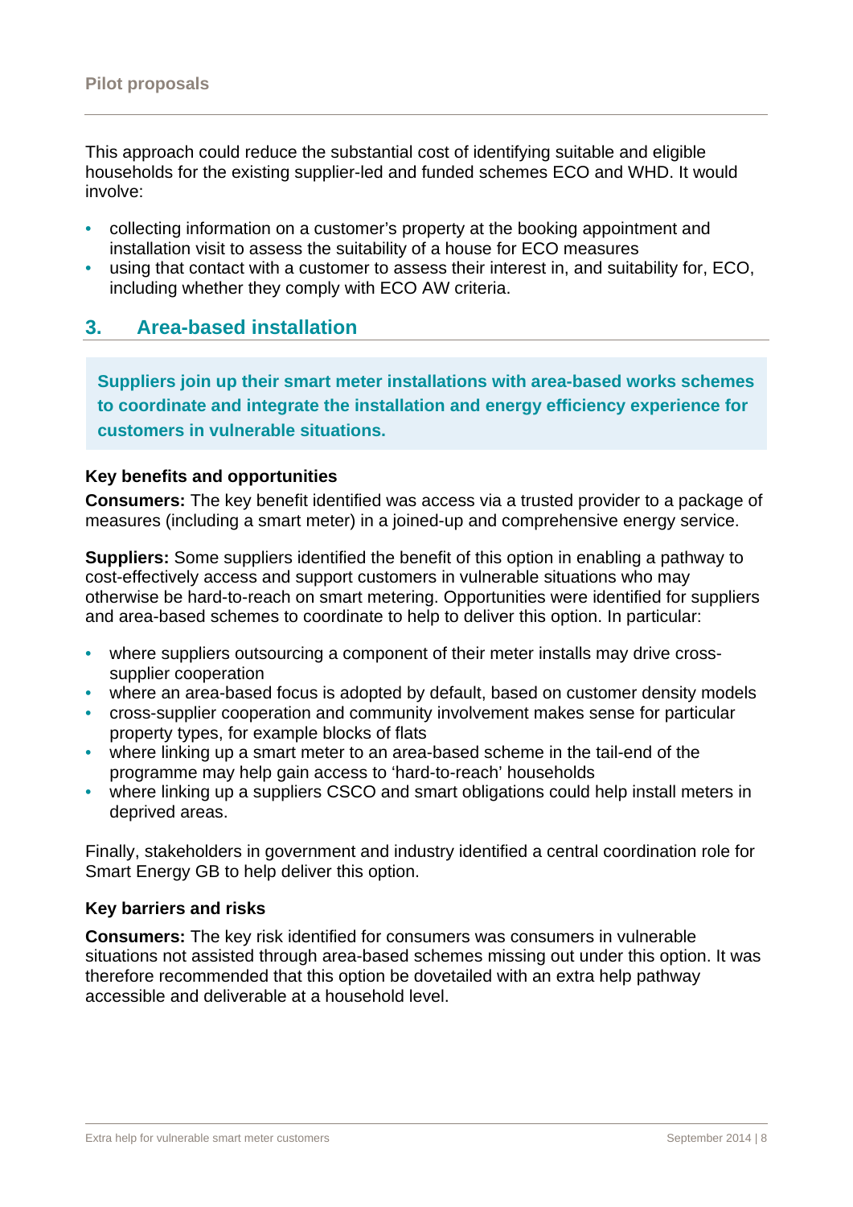This approach could reduce the substantial cost of identifying suitable and eligible households for the existing supplier-led and funded schemes ECO and WHD. It would involve:

- collecting information on a customer's property at the booking appointment and installation visit to assess the suitability of a house for ECO measures
- using that contact with a customer to assess their interest in, and suitability for, ECO, including whether they comply with ECO AW criteria.

## 3. Area-based installation

**Suppliers join up their smart meter installations with area-based works schemes to coordinate and integrate the installation and energy efficiency experience for customers in vulnerable situations.**

### Key benefits and opportunities

**Consumers:** The key benefit identified was access via a trusted provider to a package of measures (including a smart meter) in a joined-up and comprehensive energy service.

**Suppliers:** Some suppliers identified the benefit of this option in enabling a pathway to cost-effectively access and support customers in vulnerable situations who may otherwise be hard-to-reach on smart metering. Opportunities were identified for suppliers and area-based schemes to coordinate to help to deliver this option. In particular:

- where suppliers outsourcing a component of their meter installs may drive cross-supplier cooperation
- where an area-based focus is adopted by default, based on customer density models
- cross-supplier cooperation and community involvement makes sense for particular property types, for example blocks of flats
- where linking up a smart meter to an area-based scheme in the tail-end of the programme may help gain access to 'hard-to-reach' households
- where linking up a suppliers CSCO and smart obligations could help install meters in deprived areas.

Finally, stakeholders in government and industry identified a central coordination role for Smart Energy GB to help deliver this option.

### Key barriers and risks

**Consumers:** The key risk identified for consumers was consumers in vulnerable situations not assisted through area-based schemes missing out under this option. It was therefore recommended that this option be dovetailed with an extra help pathway accessible and deliverable at a household level.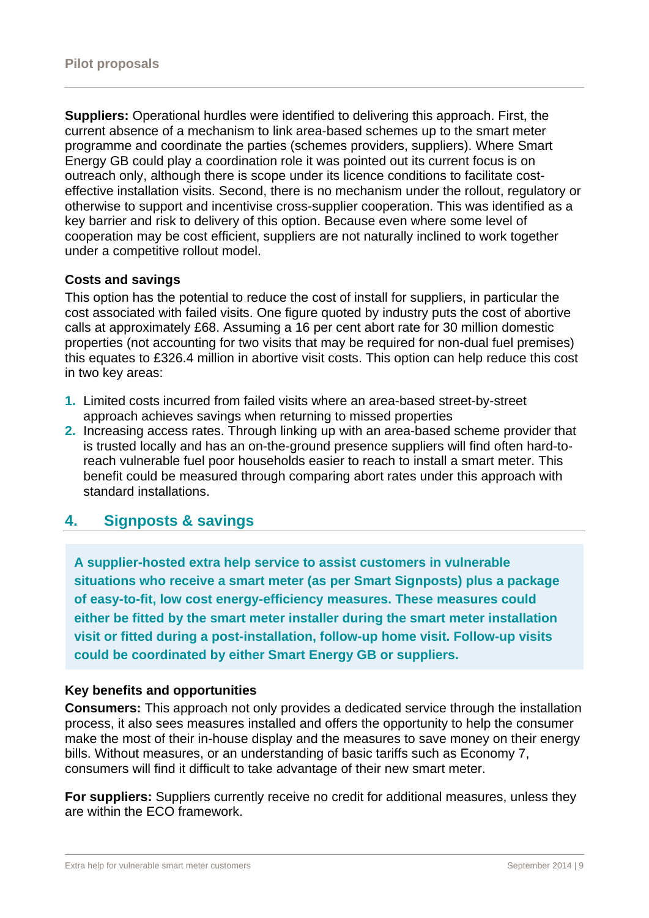**Suppliers:** Operational hurdles were identified to delivering this approach. First, the current absence of a mechanism to link area-based schemes up to the smart meter programme and coordinate the parties (schemes providers, suppliers). Where Smart Energy GB could play a coordination role it was pointed out its current focus is on outreach only, although there is scope under its licence conditions to facilitate cost-effective installation visits. Second, there is no mechanism under the rollout, regulatory or otherwise to support and incentivise cross-supplier cooperation. This was identified as a key barrier and risk to delivery of this option. Because even where some level of cooperation may be cost efficient, suppliers are not naturally inclined to work together under a competitive rollout model.

### Costs and savings

This option has the potential to reduce the cost of install for suppliers, in particular the cost associated with failed visits. One figure quoted by industry puts the cost of abortive calls at approximately £68. Assuming a 16 per cent abort rate for 30 million domestic properties (not accounting for two visits that may be required for non-dual fuel premises) this equates to £326.4 million in abortive visit costs. This option can help reduce this cost in two key areas:

1. Limited costs incurred from failed visits where an area-based street-by-street approach achieves savings when returning to missed properties
2. Increasing access rates. Through linking up with an area-based scheme provider that is trusted locally and has an on-the-ground presence suppliers will find often hard-to-reach vulnerable fuel poor households easier to reach to install a smart meter. This benefit could be measured through comparing abort rates under this approach with standard installations.

## 4. Signposts & savings

**A supplier-hosted extra help service to assist customers in vulnerable situations who receive a smart meter (as per Smart Signposts) plus a package of easy-to-fit, low cost energy-efficiency measures. These measures could either be fitted by the smart meter installer during the smart meter installation visit or fitted during a post-installation, follow-up home visit. Follow-up visits could be coordinated by either Smart Energy GB or suppliers.**

### Key benefits and opportunities

**Consumers:** This approach not only provides a dedicated service through the installation process, it also sees measures installed and offers the opportunity to help the consumer make the most of their in-house display and the measures to save money on their energy bills. Without measures, or an understanding of basic tariffs such as Economy 7, consumers will find it difficult to take advantage of their new smart meter.

**For suppliers:** Suppliers currently receive no credit for additional measures, unless they are within the ECO framework.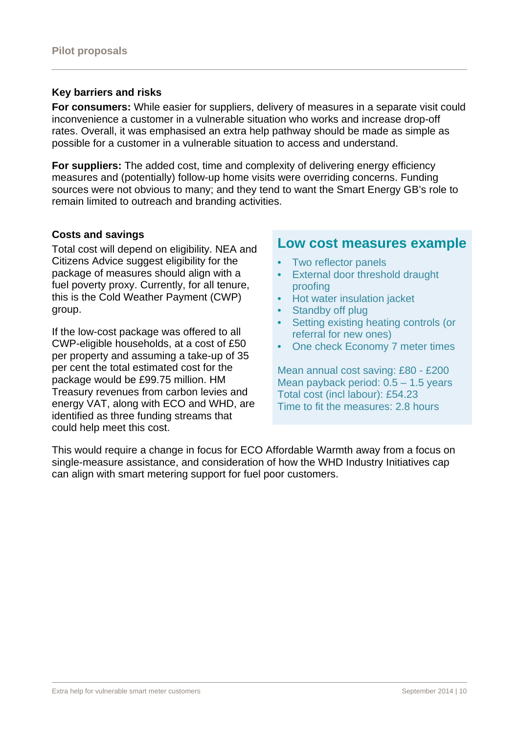### Key barriers and risks

**For consumers:** While easier for suppliers, delivery of measures in a separate visit could inconvenience a customer in a vulnerable situation who works and increase drop-off rates. Overall, it was emphasised an extra help pathway should be made as simple as possible for a customer in a vulnerable situation to access and understand.

**For suppliers:** The added cost, time and complexity of delivering energy efficiency measures and (potentially) follow-up home visits were overriding concerns. Funding sources were not obvious to many; and they tend to want the Smart Energy GB's role to remain limited to outreach and branding activities.

### Costs and savings

Total cost will depend on eligibility. NEA and Citizens Advice suggest eligibility for the package of measures should align with a fuel poverty proxy. Currently, for all tenure, this is the Cold Weather Payment (CWP) group.

If the low-cost package was offered to all CWP-eligible households, at a cost of £50 per property and assuming a take-up of 35 per cent the total estimated cost for the package would be £99.75 million. HM Treasury revenues from carbon levies and energy VAT, along with ECO and WHD, are identified as three funding streams that could help meet this cost.

## Low cost measures example

- Two reflector panels
- External door threshold draught proofing
- Hot water insulation jacket
- Standby off plug
- Setting existing heating controls (or referral for new ones)
- One check Economy 7 meter times

Mean annual cost saving: £80 - £200
Mean payback period: 0.5 – 1.5 years
Total cost (incl labour): £54.23
Time to fit the measures: 2.8 hours

This would require a change in focus for ECO Affordable Warmth away from a focus on single-measure assistance, and consideration of how the WHD Industry Initiatives cap can align with smart metering support for fuel poor customers.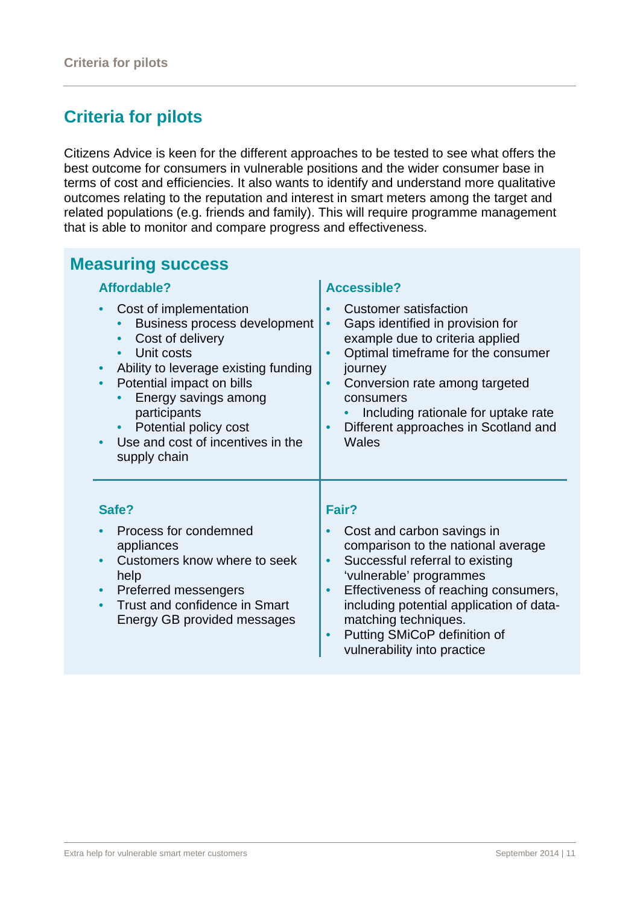## Criteria for pilots

Citizens Advice is keen for the different approaches to be tested to see what offers the best outcome for consumers in vulnerable positions and the wider consumer base in terms of cost and efficiencies. It also wants to identify and understand more qualitative outcomes relating to the reputation and interest in smart meters among the target and related populations (e.g. friends and family). This will require programme management that is able to monitor and compare progress and effectiveness.

### Measuring success

#### Affordable?

- Cost of implementation
  - Business process development
  - Cost of delivery
  - Unit costs
- Ability to leverage existing funding
- Potential impact on bills
  - Energy savings among participants
  - Potential policy cost
- Use and cost of incentives in the supply chain

#### Accessible?

- Customer satisfaction
- Gaps identified in provision for example due to criteria applied
- Optimal timeframe for the consumer journey
- Conversion rate among targeted consumers
  - Including rationale for uptake rate
- Different approaches in Scotland and Wales

#### Safe?

- Process for condemned appliances
- Customers know where to seek help
- Preferred messengers
- Trust and confidence in Smart Energy GB provided messages

#### Fair?

- Cost and carbon savings in comparison to the national average
- Successful referral to existing 'vulnerable' programmes
- Effectiveness of reaching consumers, including potential application of data-matching techniques.
- Putting SMiCoP definition of vulnerability into practice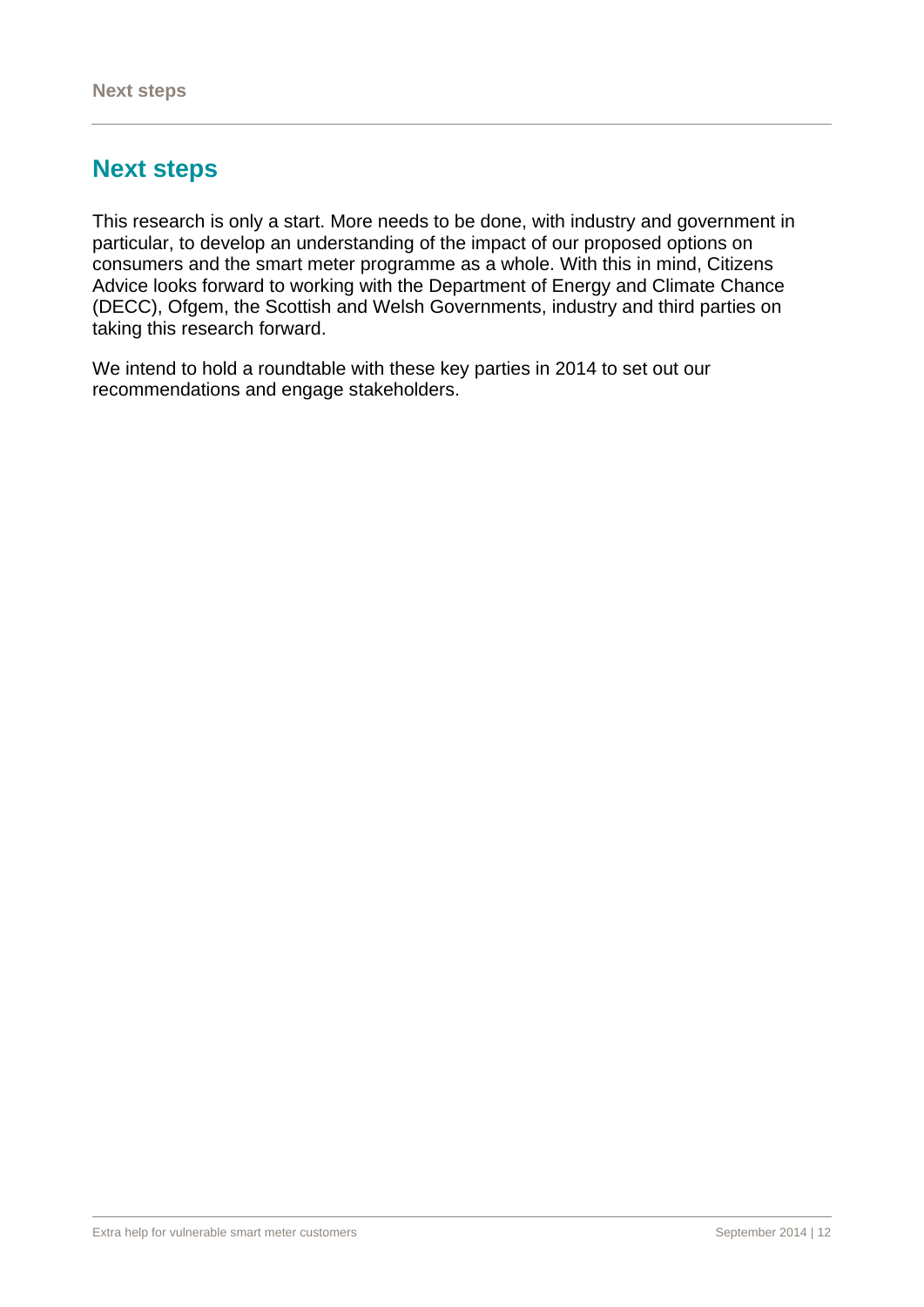## Next steps

This research is only a start. More needs to be done, with industry and government in particular, to develop an understanding of the impact of our proposed options on consumers and the smart meter programme as a whole. With this in mind, Citizens Advice looks forward to working with the Department of Energy and Climate Chance (DECC), Ofgem, the Scottish and Welsh Governments, industry and third parties on taking this research forward.

We intend to hold a roundtable with these key parties in 2014 to set out our recommendations and engage stakeholders.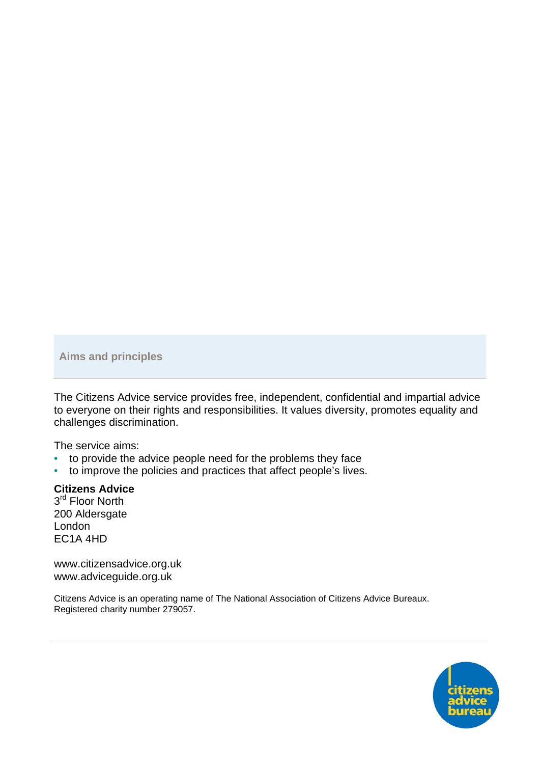## Aims and principles

The Citizens Advice service provides free, independent, confidential and impartial advice to everyone on their rights and responsibilities. It values diversity, promotes equality and challenges discrimination.

The service aims:

- to provide the advice people need for the problems they face
- to improve the policies and practices that affect people's lives.

**Citizens Advice**
3rd Floor North
200 Aldersgate
London
EC1A 4HD

www.citizensadvice.org.uk
www.adviceguide.org.uk

Citizens Advice is an operating name of The National Association of Citizens Advice Bureaux.
Registered charity number 279057.

citizens advice bureau